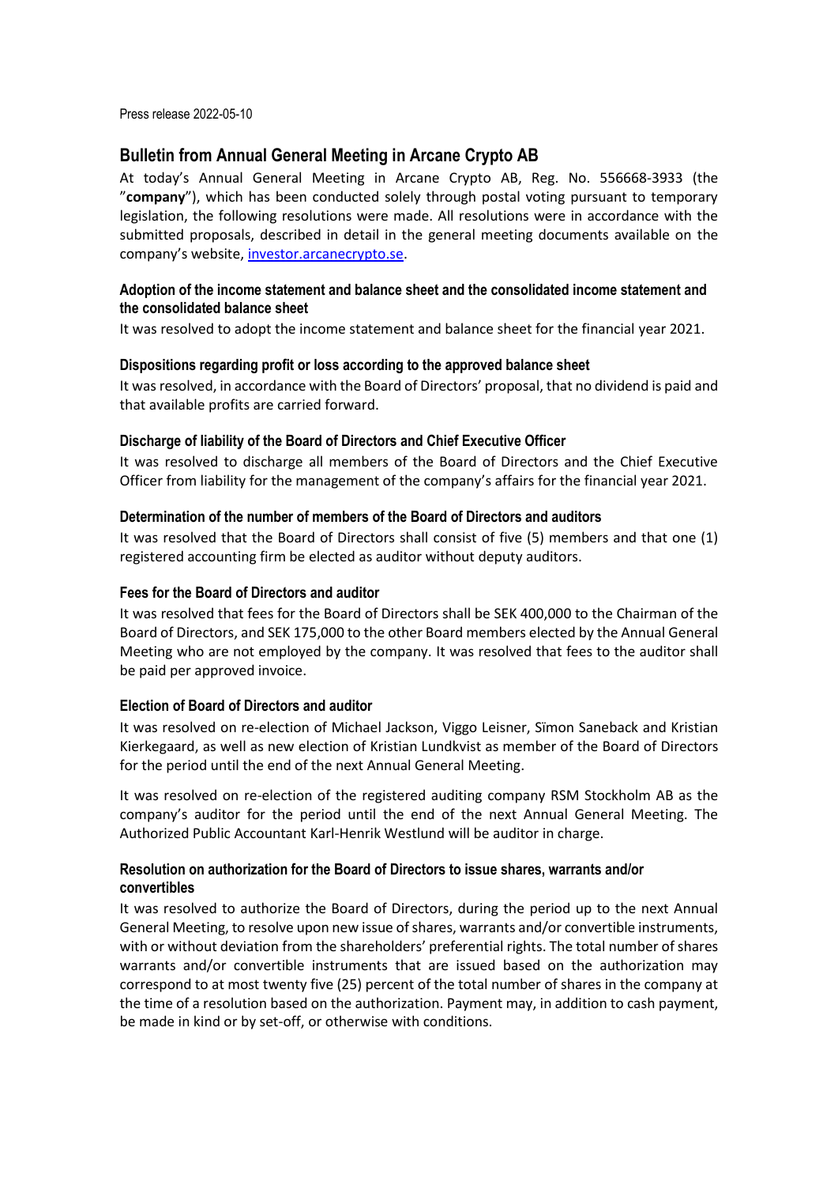Press release 2022-05-10

# Bulletin from Annual General Meeting in Arcane Crypto AB

At today's Annual General Meeting in Arcane Crypto AB, Reg. No. 556668-3933 (the "**company**"), which has been conducted solely through postal voting pursuant to temporary legislation, the following resolutions were made. All resolutions were in accordance with the submitted proposals, described in detail in the general meeting documents available on the company's website, [investor.arcanecrypto.se](investor.arcanecrypto.se).

### Adoption of the income statement and balance sheet and the consolidated income statement and the consolidated balance sheet

It was resolved to adopt the income statement and balance sheet for the financial year 2021.

### Dispositions regarding profit or loss according to the approved balance sheet

It was resolved, in accordance with the Board of Directors' proposal, that no dividend is paid and that available profits are carried forward.

### Discharge of liability of the Board of Directors and Chief Executive Officer

It was resolved to discharge all members of the Board of Directors and the Chief Executive Officer from liability for the management of the company's affairs for the financial year 2021.

### Determination of the number of members of the Board of Directors and auditors

It was resolved that the Board of Directors shall consist of five (5) members and that one (1) registered accounting firm be elected as auditor without deputy auditors.

### Fees for the Board of Directors and auditor

It was resolved that fees for the Board of Directors shall be SEK 400,000 to the Chairman of the Board of Directors, and SEK 175,000 to the other Board members elected by the Annual General Meeting who are not employed by the company. It was resolved that fees to the auditor shall be paid per approved invoice.

### Election of Board of Directors and auditor

It was resolved on re-election of Michael Jackson, Viggo Leisner, Sïmon Saneback and Kristian Kierkegaard, as well as new election of Kristian Lundkvist as member of the Board of Directors for the period until the end of the next Annual General Meeting.

It was resolved on re-election of the registered auditing company RSM Stockholm AB as the company's auditor for the period until the end of the next Annual General Meeting. The Authorized Public Accountant Karl-Henrik Westlund will be auditor in charge.

### Resolution on authorization for the Board of Directors to issue shares, warrants and/or convertibles

It was resolved to authorize the Board of Directors, during the period up to the next Annual General Meeting, to resolve upon new issue of shares, warrants and/or convertible instruments, with or without deviation from the shareholders' preferential rights. The total number of shares warrants and/or convertible instruments that are issued based on the authorization may correspond to at most twenty five (25) percent of the total number of shares in the company at the time of a resolution based on the authorization. Payment may, in addition to cash payment, be made in kind or by set-off, or otherwise with conditions.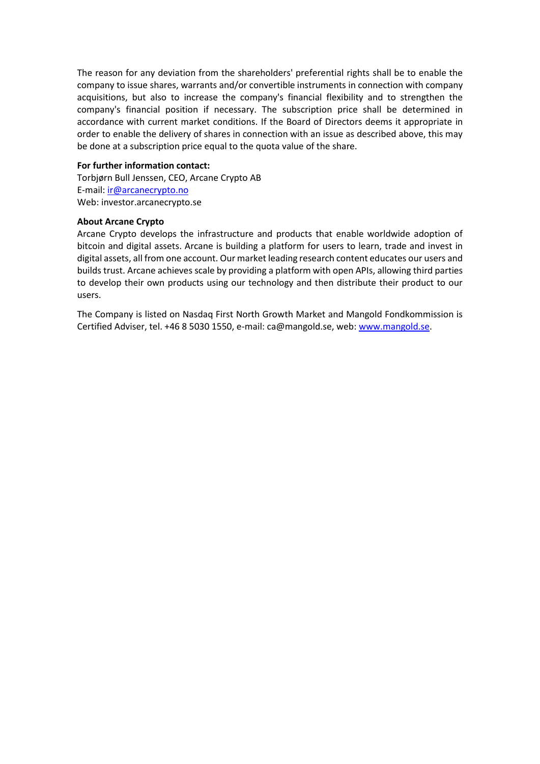The reason for any deviation from the shareholders' preferential rights shall be to enable the company to issue shares, warrants and/or convertible instruments in connection with company acquisitions, but also to increase the company's financial flexibility and to strengthen the company's financial position if necessary. The subscription price shall be determined in accordance with current market conditions. If the Board of Directors deems it appropriate in order to enable the delivery of shares in connection with an issue as described above, this may be done at a subscription price equal to the quota value of the share.

**For further information contact:**
Torbjørn Bull Jenssen, CEO, Arcane Crypto AB
E-mail: ir@arcanecrypto.no
Web: investor.arcanecrypto.se

**About Arcane Crypto**
Arcane Crypto develops the infrastructure and products that enable worldwide adoption of bitcoin and digital assets. Arcane is building a platform for users to learn, trade and invest in digital assets, all from one account. Our market leading research content educates our users and builds trust. Arcane achieves scale by providing a platform with open APIs, allowing third parties to develop their own products using our technology and then distribute their product to our users.

The Company is listed on Nasdaq First North Growth Market and Mangold Fondkommission is Certified Adviser, tel. +46 8 5030 1550, e-mail: ca@mangold.se, web: www.mangold.se.